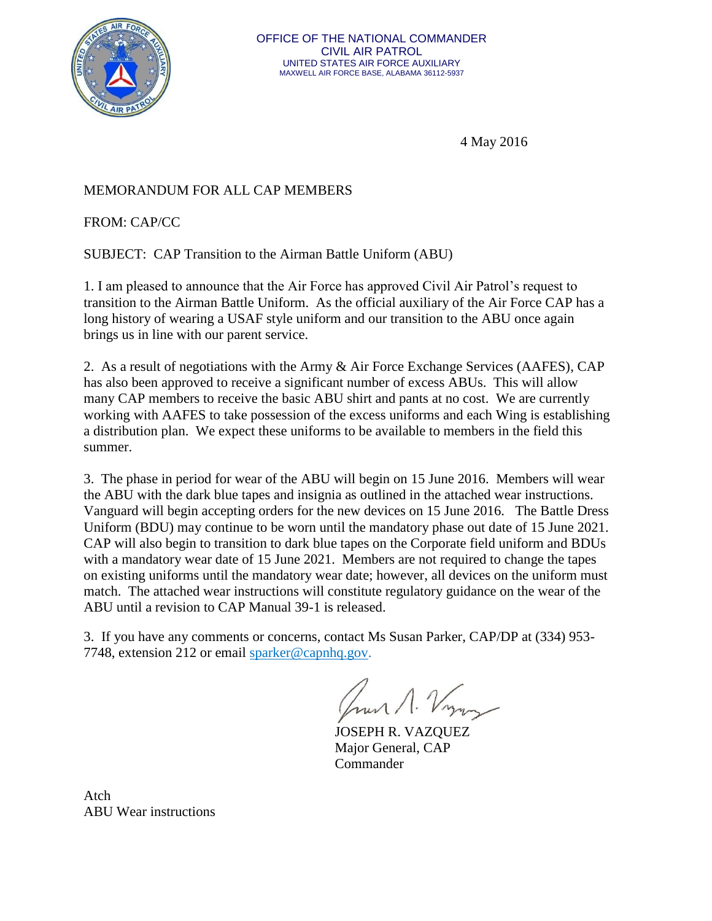OFFICE OF THE NATIONAL COMMANDER
CIVIL AIR PATROL
UNITED STATES AIR FORCE AUXILIARY
MAXWELL AIR FORCE BASE, ALABAMA 36112-5937

4 May 2016

MEMORANDUM FOR ALL CAP MEMBERS

FROM: CAP/CC

SUBJECT: CAP Transition to the Airman Battle Uniform (ABU)

1. I am pleased to announce that the Air Force has approved Civil Air Patrol's request to transition to the Airman Battle Uniform. As the official auxiliary of the Air Force CAP has a long history of wearing a USAF style uniform and our transition to the ABU once again brings us in line with our parent service.

2. As a result of negotiations with the Army & Air Force Exchange Services (AAFES), CAP has also been approved to receive a significant number of excess ABUs. This will allow many CAP members to receive the basic ABU shirt and pants at no cost. We are currently working with AAFES to take possession of the excess uniforms and each Wing is establishing a distribution plan. We expect these uniforms to be available to members in the field this summer.

3. The phase in period for wear of the ABU will begin on 15 June 2016. Members will wear the ABU with the dark blue tapes and insignia as outlined in the attached wear instructions. Vanguard will begin accepting orders for the new devices on 15 June 2016. The Battle Dress Uniform (BDU) may continue to be worn until the mandatory phase out date of 15 June 2021. CAP will also begin to transition to dark blue tapes on the Corporate field uniform and BDUs with a mandatory wear date of 15 June 2021. Members are not required to change the tapes on existing uniforms until the mandatory wear date; however, all devices on the uniform must match. The attached wear instructions will constitute regulatory guidance on the wear of the ABU until a revision to CAP Manual 39-1 is released.

3. If you have any comments or concerns, contact Ms Susan Parker, CAP/DP at (334) 953-7748, extension 212 or email sparker@capnhq.gov.

JOSEPH R. VAZQUEZ
Major General, CAP
Commander

Atch
ABU Wear instructions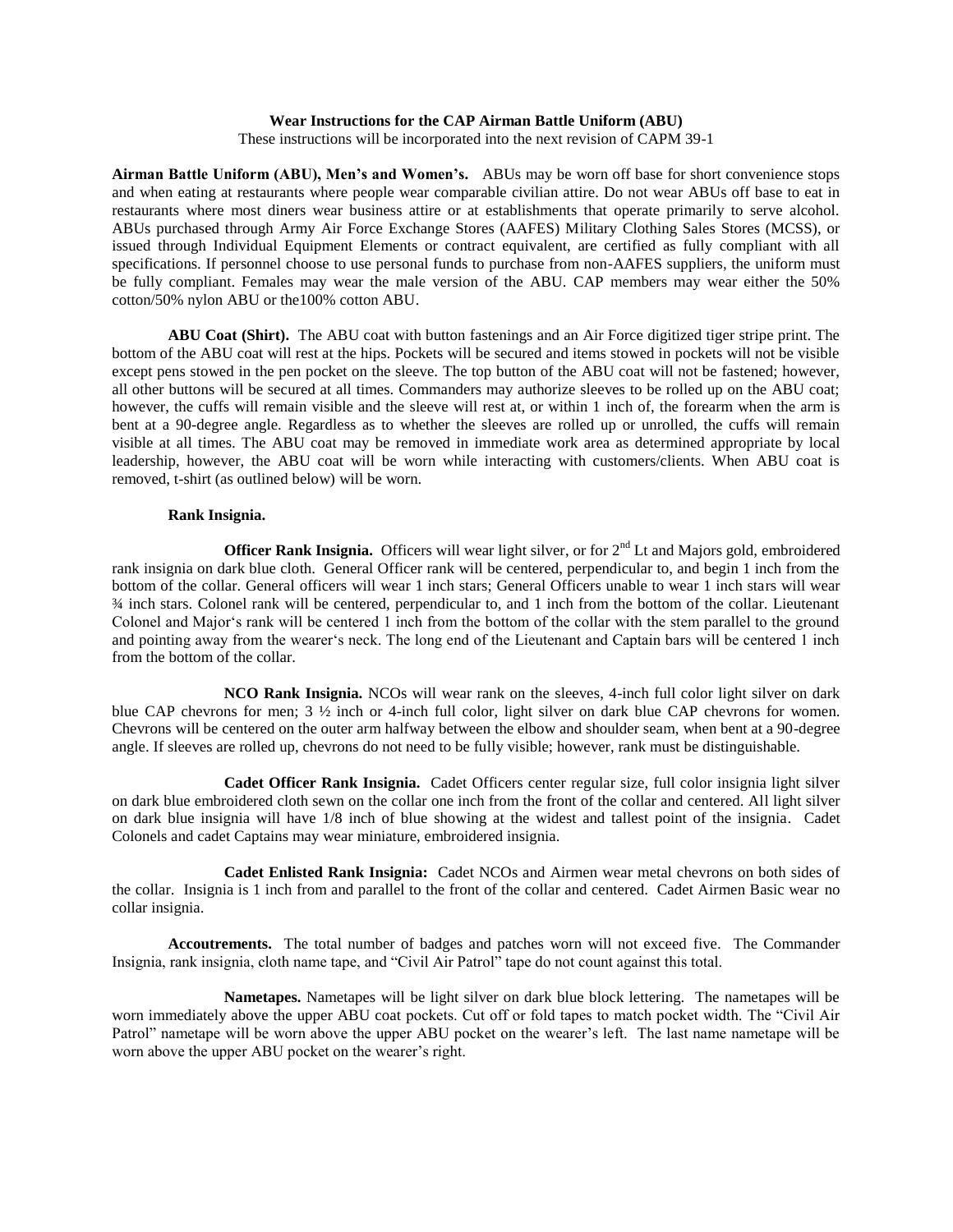**Wear Instructions for the CAP Airman Battle Uniform (ABU)**

These instructions will be incorporated into the next revision of CAPM 39-1

**Airman Battle Uniform (ABU), Men's and Women's.** ABUs may be worn off base for short convenience stops and when eating at restaurants where people wear comparable civilian attire. Do not wear ABUs off base to eat in restaurants where most diners wear business attire or at establishments that operate primarily to serve alcohol. ABUs purchased through Army Air Force Exchange Stores (AAFES) Military Clothing Sales Stores (MCSS), or issued through Individual Equipment Elements or contract equivalent, are certified as fully compliant with all specifications. If personnel choose to use personal funds to purchase from non-AAFES suppliers, the uniform must be fully compliant. Females may wear the male version of the ABU. CAP members may wear either the 50% cotton/50% nylon ABU or the100% cotton ABU.

**ABU Coat (Shirt).** The ABU coat with button fastenings and an Air Force digitized tiger stripe print. The bottom of the ABU coat will rest at the hips. Pockets will be secured and items stowed in pockets will not be visible except pens stowed in the pen pocket on the sleeve. The top button of the ABU coat will not be fastened; however, all other buttons will be secured at all times. Commanders may authorize sleeves to be rolled up on the ABU coat; however, the cuffs will remain visible and the sleeve will rest at, or within 1 inch of, the forearm when the arm is bent at a 90-degree angle. Regardless as to whether the sleeves are rolled up or unrolled, the cuffs will remain visible at all times. The ABU coat may be removed in immediate work area as determined appropriate by local leadership, however, the ABU coat will be worn while interacting with customers/clients. When ABU coat is removed, t-shirt (as outlined below) will be worn.

**Rank Insignia.**

**Officer Rank Insignia.** Officers will wear light silver, or for 2nd Lt and Majors gold, embroidered rank insignia on dark blue cloth. General Officer rank will be centered, perpendicular to, and begin 1 inch from the bottom of the collar. General officers will wear 1 inch stars; General Officers unable to wear 1 inch stars will wear ¾ inch stars. Colonel rank will be centered, perpendicular to, and 1 inch from the bottom of the collar. Lieutenant Colonel and Major's rank will be centered 1 inch from the bottom of the collar with the stem parallel to the ground and pointing away from the wearer's neck. The long end of the Lieutenant and Captain bars will be centered 1 inch from the bottom of the collar.

**NCO Rank Insignia.** NCOs will wear rank on the sleeves, 4-inch full color light silver on dark blue CAP chevrons for men; 3 ½ inch or 4-inch full color, light silver on dark blue CAP chevrons for women. Chevrons will be centered on the outer arm halfway between the elbow and shoulder seam, when bent at a 90-degree angle. If sleeves are rolled up, chevrons do not need to be fully visible; however, rank must be distinguishable.

**Cadet Officer Rank Insignia.** Cadet Officers center regular size, full color insignia light silver on dark blue embroidered cloth sewn on the collar one inch from the front of the collar and centered. All light silver on dark blue insignia will have 1/8 inch of blue showing at the widest and tallest point of the insignia. Cadet Colonels and cadet Captains may wear miniature, embroidered insignia.

**Cadet Enlisted Rank Insignia:** Cadet NCOs and Airmen wear metal chevrons on both sides of the collar. Insignia is 1 inch from and parallel to the front of the collar and centered. Cadet Airmen Basic wear no collar insignia.

**Accoutrements.** The total number of badges and patches worn will not exceed five. The Commander Insignia, rank insignia, cloth name tape, and "Civil Air Patrol" tape do not count against this total.

**Nametapes.** Nametapes will be light silver on dark blue block lettering. The nametapes will be worn immediately above the upper ABU coat pockets. Cut off or fold tapes to match pocket width. The "Civil Air Patrol" nametape will be worn above the upper ABU pocket on the wearer's left. The last name nametape will be worn above the upper ABU pocket on the wearer's right.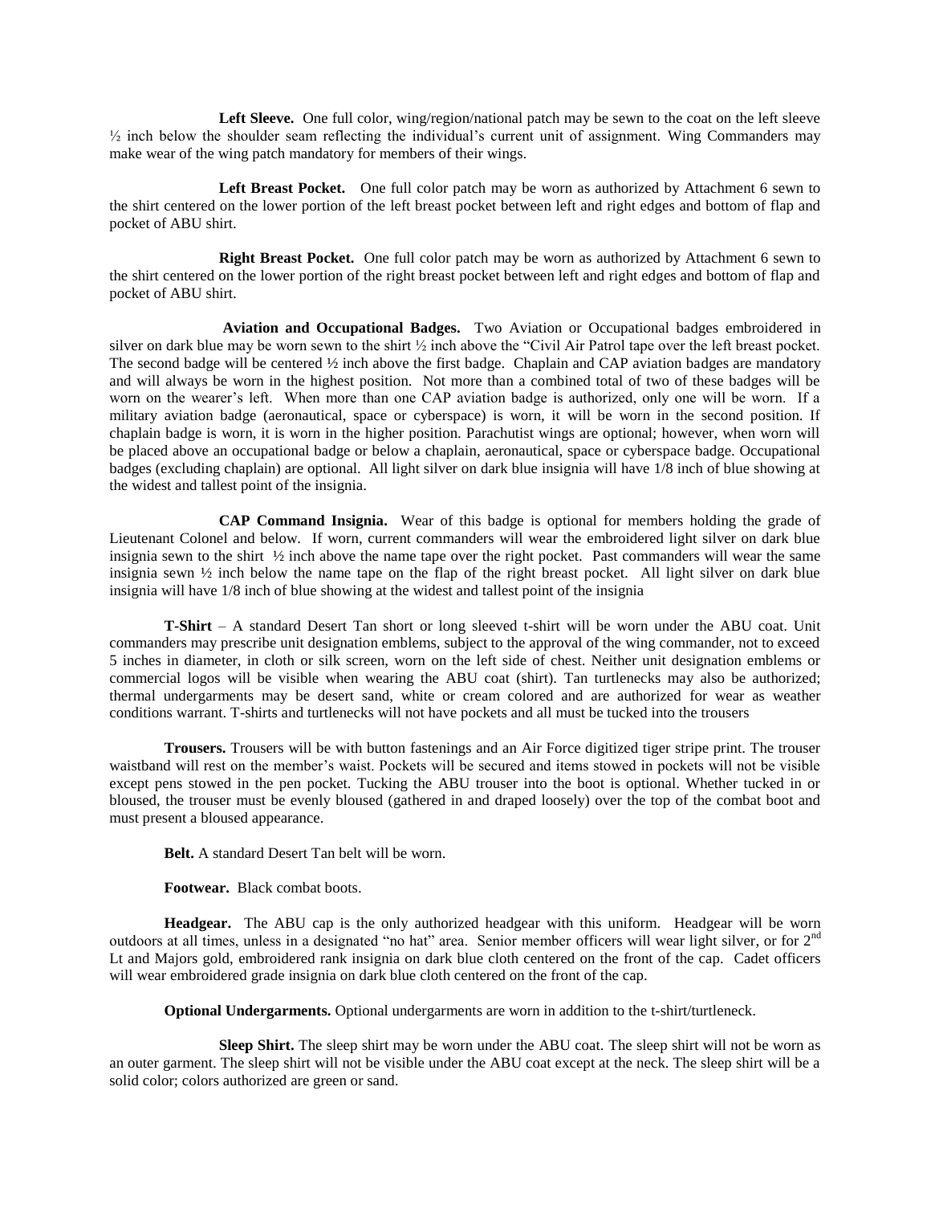**Left Sleeve.** One full color, wing/region/national patch may be sewn to the coat on the left sleeve ½ inch below the shoulder seam reflecting the individual's current unit of assignment. Wing Commanders may make wear of the wing patch mandatory for members of their wings.

**Left Breast Pocket.** One full color patch may be worn as authorized by Attachment 6 sewn to the shirt centered on the lower portion of the left breast pocket between left and right edges and bottom of flap and pocket of ABU shirt.

**Right Breast Pocket.** One full color patch may be worn as authorized by Attachment 6 sewn to the shirt centered on the lower portion of the right breast pocket between left and right edges and bottom of flap and pocket of ABU shirt.

**Aviation and Occupational Badges.** Two Aviation or Occupational badges embroidered in silver on dark blue may be worn sewn to the shirt ½ inch above the "Civil Air Patrol tape over the left breast pocket. The second badge will be centered ½ inch above the first badge. Chaplain and CAP aviation badges are mandatory and will always be worn in the highest position. Not more than a combined total of two of these badges will be worn on the wearer's left. When more than one CAP aviation badge is authorized, only one will be worn. If a military aviation badge (aeronautical, space or cyberspace) is worn, it will be worn in the second position. If chaplain badge is worn, it is worn in the higher position. Parachutist wings are optional; however, when worn will be placed above an occupational badge or below a chaplain, aeronautical, space or cyberspace badge. Occupational badges (excluding chaplain) are optional. All light silver on dark blue insignia will have 1/8 inch of blue showing at the widest and tallest point of the insignia.

**CAP Command Insignia.** Wear of this badge is optional for members holding the grade of Lieutenant Colonel and below. If worn, current commanders will wear the embroidered light silver on dark blue insignia sewn to the shirt ½ inch above the name tape over the right pocket. Past commanders will wear the same insignia sewn ½ inch below the name tape on the flap of the right breast pocket. All light silver on dark blue insignia will have 1/8 inch of blue showing at the widest and tallest point of the insignia

**T-Shirt** – A standard Desert Tan short or long sleeved t-shirt will be worn under the ABU coat. Unit commanders may prescribe unit designation emblems, subject to the approval of the wing commander, not to exceed 5 inches in diameter, in cloth or silk screen, worn on the left side of chest. Neither unit designation emblems or commercial logos will be visible when wearing the ABU coat (shirt). Tan turtlenecks may also be authorized; thermal undergarments may be desert sand, white or cream colored and are authorized for wear as weather conditions warrant. T-shirts and turtlenecks will not have pockets and all must be tucked into the trousers

**Trousers.** Trousers will be with button fastenings and an Air Force digitized tiger stripe print. The trouser waistband will rest on the member's waist. Pockets will be secured and items stowed in pockets will not be visible except pens stowed in the pen pocket. Tucking the ABU trouser into the boot is optional. Whether tucked in or bloused, the trouser must be evenly bloused (gathered in and draped loosely) over the top of the combat boot and must present a bloused appearance.

**Belt.** A standard Desert Tan belt will be worn.

**Footwear.** Black combat boots.

**Headgear.** The ABU cap is the only authorized headgear with this uniform. Headgear will be worn outdoors at all times, unless in a designated "no hat" area. Senior member officers will wear light silver, or for 2nd Lt and Majors gold, embroidered rank insignia on dark blue cloth centered on the front of the cap. Cadet officers will wear embroidered grade insignia on dark blue cloth centered on the front of the cap.

**Optional Undergarments.** Optional undergarments are worn in addition to the t-shirt/turtleneck.

**Sleep Shirt.** The sleep shirt may be worn under the ABU coat. The sleep shirt will not be worn as an outer garment. The sleep shirt will not be visible under the ABU coat except at the neck. The sleep shirt will be a solid color; colors authorized are green or sand.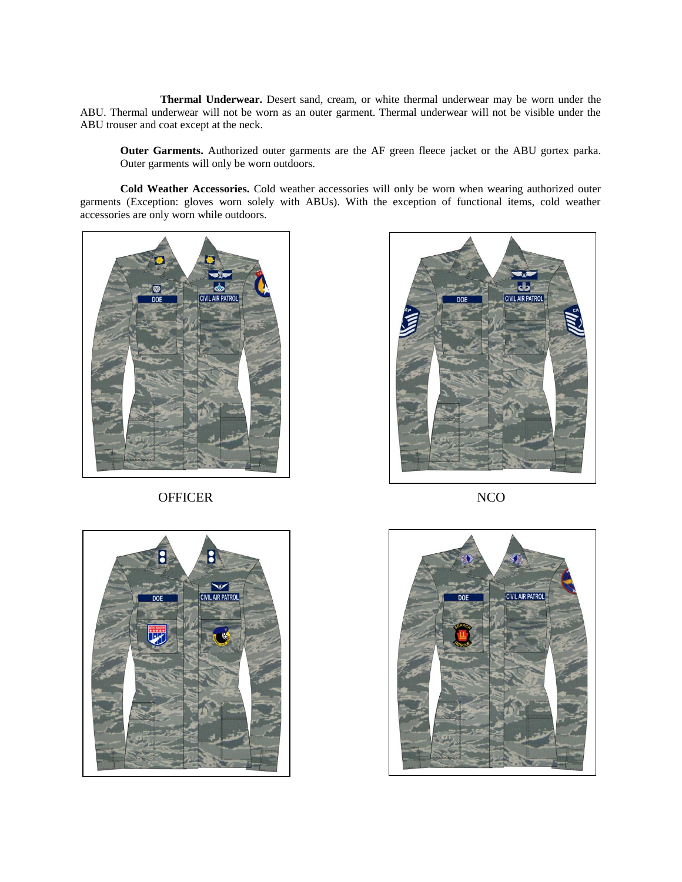**Thermal Underwear.** Desert sand, cream, or white thermal underwear may be worn under the ABU. Thermal underwear will not be worn as an outer garment. Thermal underwear will not be visible under the ABU trouser and coat except at the neck.

**Outer Garments.** Authorized outer garments are the AF green fleece jacket or the ABU gortex parka. Outer garments will only be worn outdoors.

**Cold Weather Accessories.** Cold weather accessories will only be worn when wearing authorized outer garments (Exception: gloves worn solely with ABUs). With the exception of functional items, cold weather accessories are only worn while outdoors.

OFFICER

NCO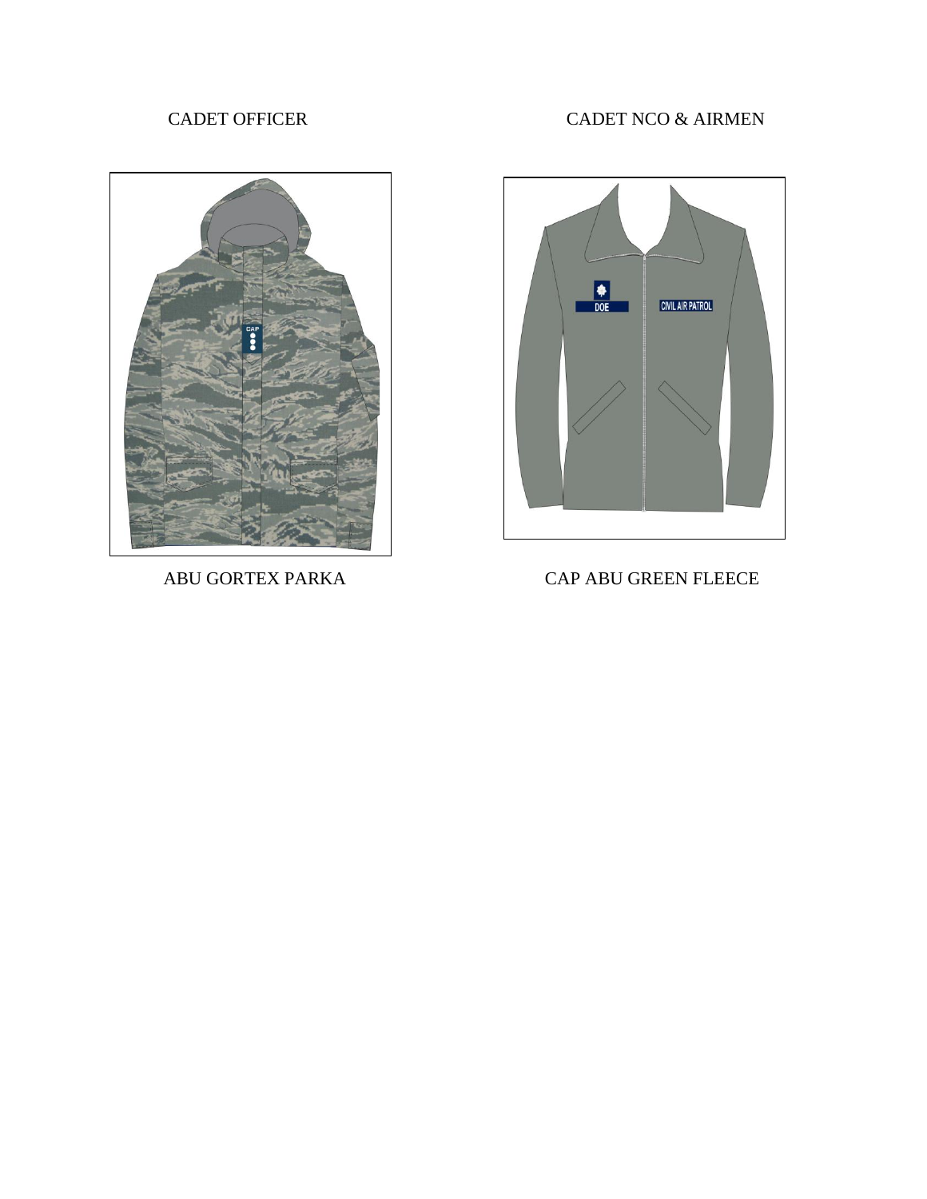CADET OFFICER

CADET NCO & AIRMEN

ABU GORTEX PARKA

CAP ABU GREEN FLEECE